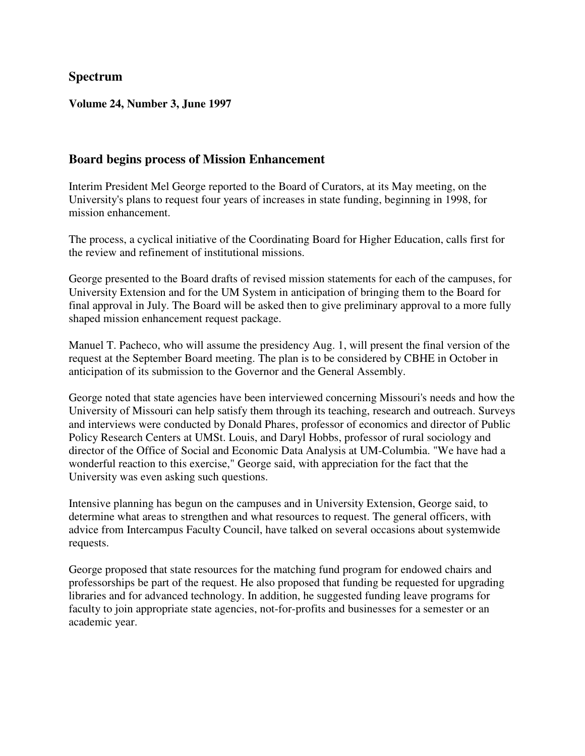# Spectrum

**Volume 24, Number 3, June 1997**

## Board begins process of Mission Enhancement

Interim President Mel George reported to the Board of Curators, at its May meeting, on the University's plans to request four years of increases in state funding, beginning in 1998, for mission enhancement.

The process, a cyclical initiative of the Coordinating Board for Higher Education, calls first for the review and refinement of institutional missions.

George presented to the Board drafts of revised mission statements for each of the campuses, for University Extension and for the UM System in anticipation of bringing them to the Board for final approval in July. The Board will be asked then to give preliminary approval to a more fully shaped mission enhancement request package.

Manuel T. Pacheco, who will assume the presidency Aug. 1, will present the final version of the request at the September Board meeting. The plan is to be considered by CBHE in October in anticipation of its submission to the Governor and the General Assembly.

George noted that state agencies have been interviewed concerning Missouri's needs and how the University of Missouri can help satisfy them through its teaching, research and outreach. Surveys and interviews were conducted by Donald Phares, professor of economics and director of Public Policy Research Centers at UMSt. Louis, and Daryl Hobbs, professor of rural sociology and director of the Office of Social and Economic Data Analysis at UM-Columbia. "We have had a wonderful reaction to this exercise," George said, with appreciation for the fact that the University was even asking such questions.

Intensive planning has begun on the campuses and in University Extension, George said, to determine what areas to strengthen and what resources to request. The general officers, with advice from Intercampus Faculty Council, have talked on several occasions about systemwide requests.

George proposed that state resources for the matching fund program for endowed chairs and professorships be part of the request. He also proposed that funding be requested for upgrading libraries and for advanced technology. In addition, he suggested funding leave programs for faculty to join appropriate state agencies, not-for-profits and businesses for a semester or an academic year.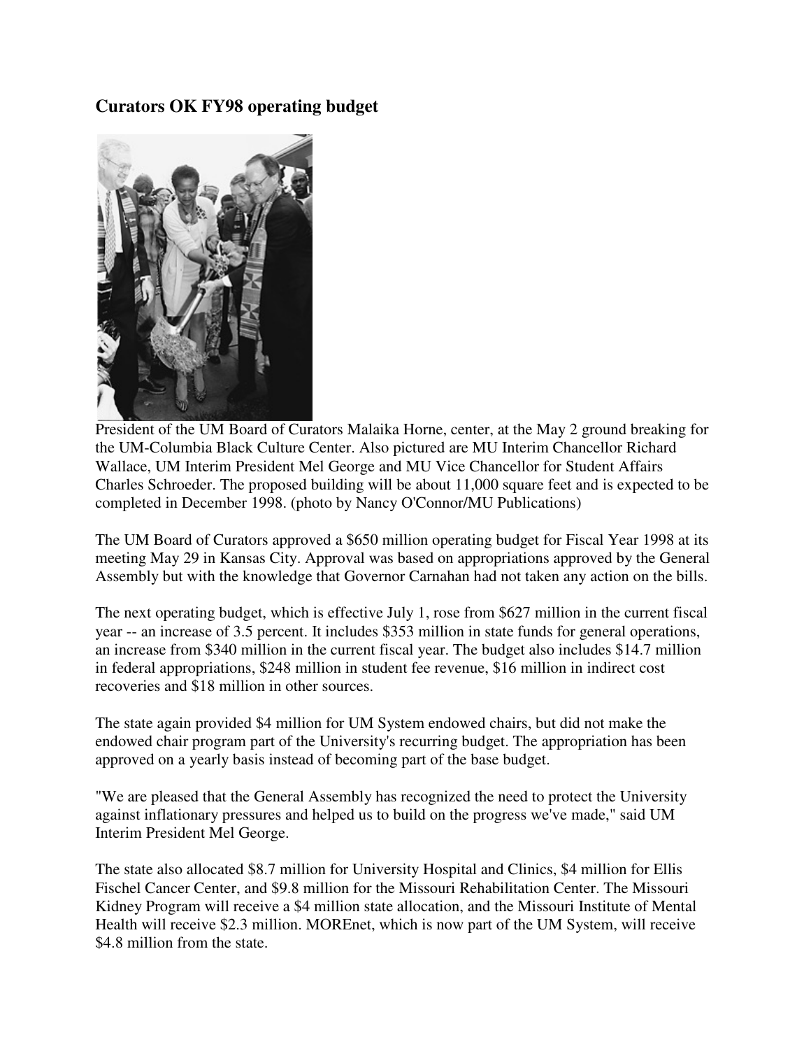# Curators OK FY98 operating budget

President of the UM Board of Curators Malaika Horne, center, at the May 2 ground breaking for the UM-Columbia Black Culture Center. Also pictured are MU Interim Chancellor Richard Wallace, UM Interim President Mel George and MU Vice Chancellor for Student Affairs Charles Schroeder. The proposed building will be about 11,000 square feet and is expected to be completed in December 1998. (photo by Nancy O'Connor/MU Publications)

The UM Board of Curators approved a $650 million operating budget for Fiscal Year 1998 at its meeting May 29 in Kansas City. Approval was based on appropriations approved by the General Assembly but with the knowledge that Governor Carnahan had not taken any action on the bills.

The next operating budget, which is effective July 1, rose from $627 million in the current fiscal year -- an increase of 3.5 percent. It includes $353 million in state funds for general operations, an increase from $340 million in the current fiscal year. The budget also includes $14.7 million in federal appropriations, $248 million in student fee revenue, $16 million in indirect cost recoveries and $18 million in other sources.

The state again provided $4 million for UM System endowed chairs, but did not make the endowed chair program part of the University's recurring budget. The appropriation has been approved on a yearly basis instead of becoming part of the base budget.

"We are pleased that the General Assembly has recognized the need to protect the University against inflationary pressures and helped us to build on the progress we've made," said UM Interim President Mel George.

The state also allocated $8.7 million for University Hospital and Clinics, $4 million for Ellis Fischel Cancer Center, and $9.8 million for the Missouri Rehabilitation Center. The Missouri Kidney Program will receive a $4 million state allocation, and the Missouri Institute of Mental Health will receive $2.3 million. MOREnet, which is now part of the UM System, will receive $4.8 million from the state.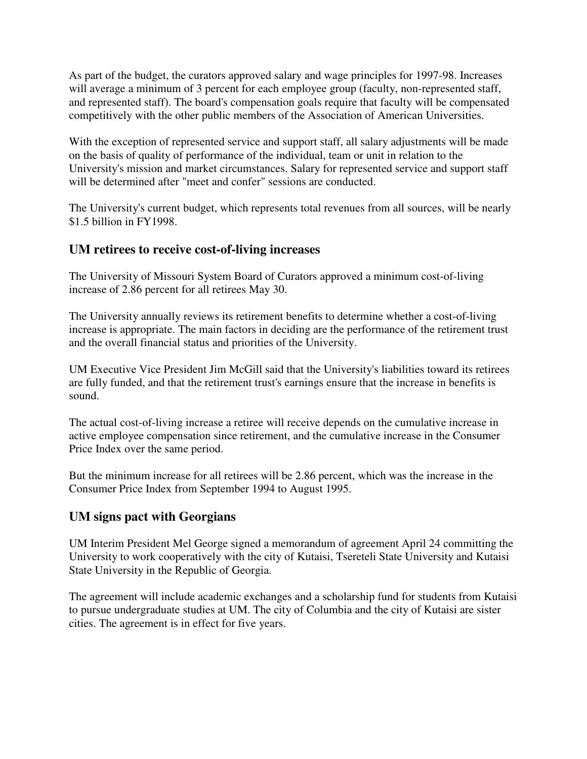As part of the budget, the curators approved salary and wage principles for 1997-98. Increases will average a minimum of 3 percent for each employee group (faculty, non-represented staff, and represented staff). The board's compensation goals require that faculty will be compensated competitively with the other public members of the Association of American Universities.

With the exception of represented service and support staff, all salary adjustments will be made on the basis of quality of performance of the individual, team or unit in relation to the University's mission and market circumstances. Salary for represented service and support staff will be determined after "meet and confer" sessions are conducted.

The University's current budget, which represents total revenues from all sources, will be nearly $1.5 billion in FY1998.

## UM retirees to receive cost-of-living increases

The University of Missouri System Board of Curators approved a minimum cost-of-living increase of 2.86 percent for all retirees May 30.

The University annually reviews its retirement benefits to determine whether a cost-of-living increase is appropriate. The main factors in deciding are the performance of the retirement trust and the overall financial status and priorities of the University.

UM Executive Vice President Jim McGill said that the University's liabilities toward its retirees are fully funded, and that the retirement trust's earnings ensure that the increase in benefits is sound.

The actual cost-of-living increase a retiree will receive depends on the cumulative increase in active employee compensation since retirement, and the cumulative increase in the Consumer Price Index over the same period.

But the minimum increase for all retirees will be 2.86 percent, which was the increase in the Consumer Price Index from September 1994 to August 1995.

## UM signs pact with Georgians

UM Interim President Mel George signed a memorandum of agreement April 24 committing the University to work cooperatively with the city of Kutaisi, Tsereteli State University and Kutaisi State University in the Republic of Georgia.

The agreement will include academic exchanges and a scholarship fund for students from Kutaisi to pursue undergraduate studies at UM. The city of Columbia and the city of Kutaisi are sister cities. The agreement is in effect for five years.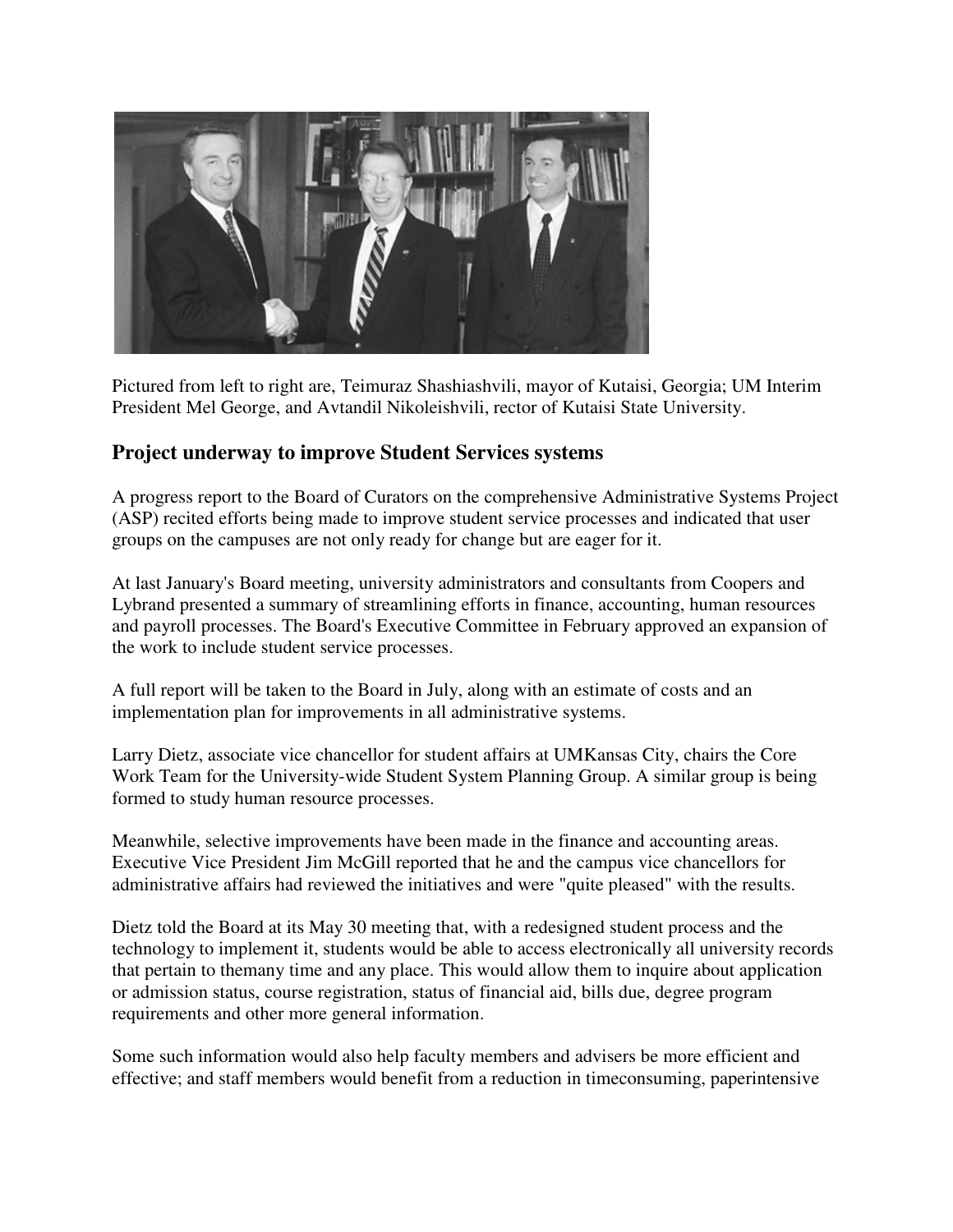Pictured from left to right are, Teimuraz Shashiashvili, mayor of Kutaisi, Georgia; UM Interim President Mel George, and Avtandil Nikoleishvili, rector of Kutaisi State University.

## Project underway to improve Student Services systems

A progress report to the Board of Curators on the comprehensive Administrative Systems Project (ASP) recited efforts being made to improve student service processes and indicated that user groups on the campuses are not only ready for change but are eager for it.

At last January's Board meeting, university administrators and consultants from Coopers and Lybrand presented a summary of streamlining efforts in finance, accounting, human resources and payroll processes. The Board's Executive Committee in February approved an expansion of the work to include student service processes.

A full report will be taken to the Board in July, along with an estimate of costs and an implementation plan for improvements in all administrative systems.

Larry Dietz, associate vice chancellor for student affairs at UMKansas City, chairs the Core Work Team for the University-wide Student System Planning Group. A similar group is being formed to study human resource processes.

Meanwhile, selective improvements have been made in the finance and accounting areas. Executive Vice President Jim McGill reported that he and the campus vice chancellors for administrative affairs had reviewed the initiatives and were "quite pleased" with the results.

Dietz told the Board at its May 30 meeting that, with a redesigned student process and the technology to implement it, students would be able to access electronically all university records that pertain to themany time and any place. This would allow them to inquire about application or admission status, course registration, status of financial aid, bills due, degree program requirements and other more general information.

Some such information would also help faculty members and advisers be more efficient and effective; and staff members would benefit from a reduction in timeconsuming, paperintensive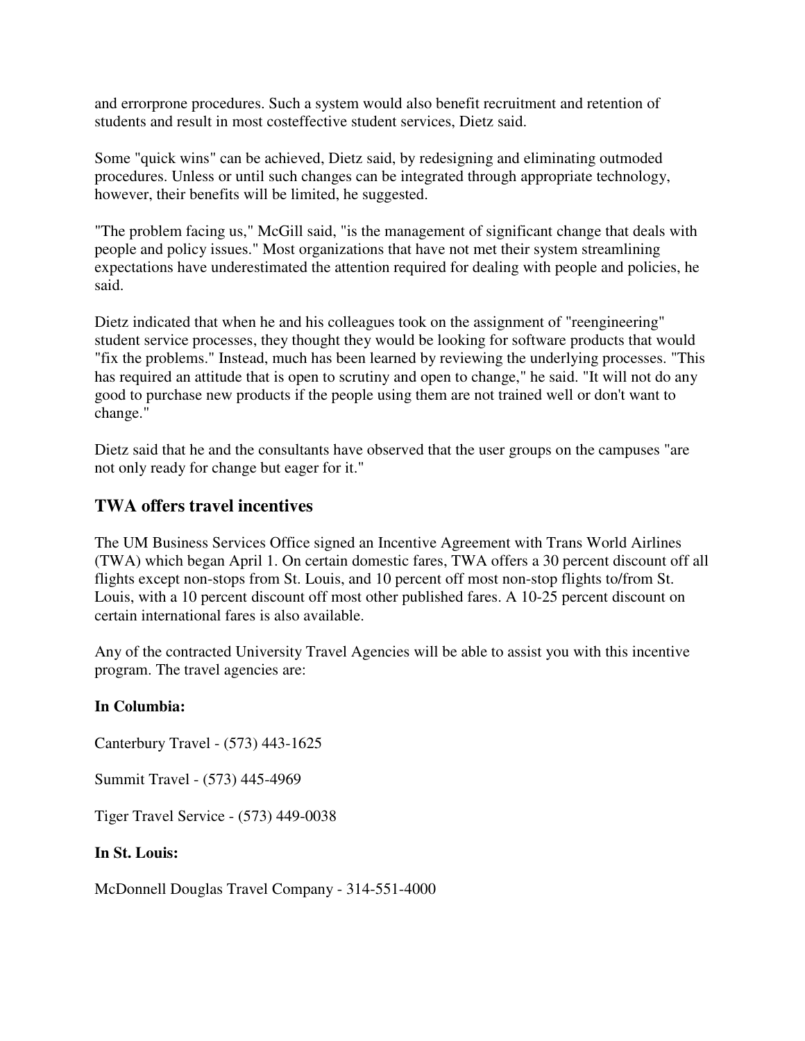and errorprone procedures. Such a system would also benefit recruitment and retention of students and result in most costeffective student services, Dietz said.

Some "quick wins" can be achieved, Dietz said, by redesigning and eliminating outmoded procedures. Unless or until such changes can be integrated through appropriate technology, however, their benefits will be limited, he suggested.

"The problem facing us," McGill said, "is the management of significant change that deals with people and policy issues." Most organizations that have not met their system streamlining expectations have underestimated the attention required for dealing with people and policies, he said.

Dietz indicated that when he and his colleagues took on the assignment of "reengineering" student service processes, they thought they would be looking for software products that would "fix the problems." Instead, much has been learned by reviewing the underlying processes. "This has required an attitude that is open to scrutiny and open to change," he said. "It will not do any good to purchase new products if the people using them are not trained well or don't want to change."

Dietz said that he and the consultants have observed that the user groups on the campuses "are not only ready for change but eager for it."

## TWA offers travel incentives

The UM Business Services Office signed an Incentive Agreement with Trans World Airlines (TWA) which began April 1. On certain domestic fares, TWA offers a 30 percent discount off all flights except non-stops from St. Louis, and 10 percent off most non-stop flights to/from St. Louis, with a 10 percent discount off most other published fares. A 10-25 percent discount on certain international fares is also available.

Any of the contracted University Travel Agencies will be able to assist you with this incentive program. The travel agencies are:

**In Columbia:**

Canterbury Travel - (573) 443-1625

Summit Travel - (573) 445-4969

Tiger Travel Service - (573) 449-0038

**In St. Louis:**

McDonnell Douglas Travel Company - 314-551-4000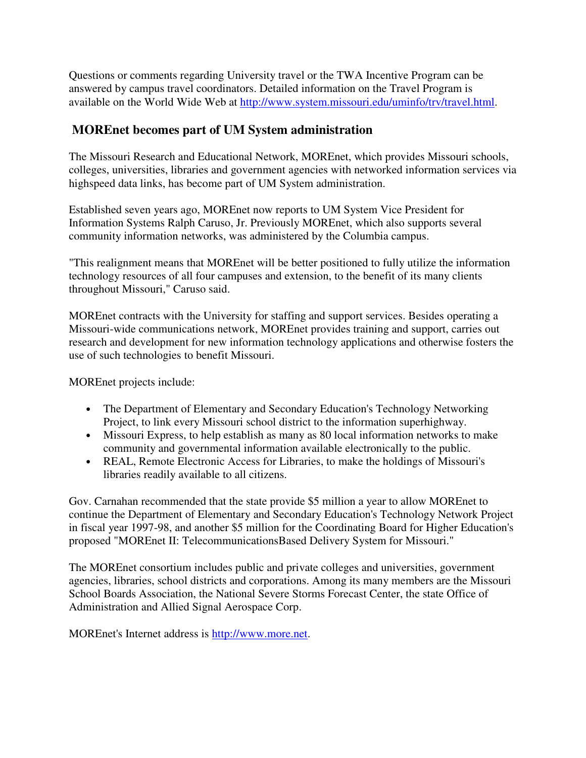Questions or comments regarding University travel or the TWA Incentive Program can be answered by campus travel coordinators. Detailed information on the Travel Program is available on the World Wide Web at http://www.system.missouri.edu/uminfo/trv/travel.html.

## MOREnet becomes part of UM System administration

The Missouri Research and Educational Network, MOREnet, which provides Missouri schools, colleges, universities, libraries and government agencies with networked information services via highspeed data links, has become part of UM System administration.

Established seven years ago, MOREnet now reports to UM System Vice President for Information Systems Ralph Caruso, Jr. Previously MOREnet, which also supports several community information networks, was administered by the Columbia campus.

"This realignment means that MOREnet will be better positioned to fully utilize the information technology resources of all four campuses and extension, to the benefit of its many clients throughout Missouri," Caruso said.

MOREnet contracts with the University for staffing and support services. Besides operating a Missouri-wide communications network, MOREnet provides training and support, carries out research and development for new information technology applications and otherwise fosters the use of such technologies to benefit Missouri.

MOREnet projects include:

- The Department of Elementary and Secondary Education's Technology Networking Project, to link every Missouri school district to the information superhighway.
- Missouri Express, to help establish as many as 80 local information networks to make community and governmental information available electronically to the public.
- REAL, Remote Electronic Access for Libraries, to make the holdings of Missouri's libraries readily available to all citizens.

Gov. Carnahan recommended that the state provide $5 million a year to allow MOREnet to continue the Department of Elementary and Secondary Education's Technology Network Project in fiscal year 1997-98, and another $5 million for the Coordinating Board for Higher Education's proposed "MOREnet II: TelecommunicationsBased Delivery System for Missouri."

The MOREnet consortium includes public and private colleges and universities, government agencies, libraries, school districts and corporations. Among its many members are the Missouri School Boards Association, the National Severe Storms Forecast Center, the state Office of Administration and Allied Signal Aerospace Corp.

MOREnet's Internet address is http://www.more.net.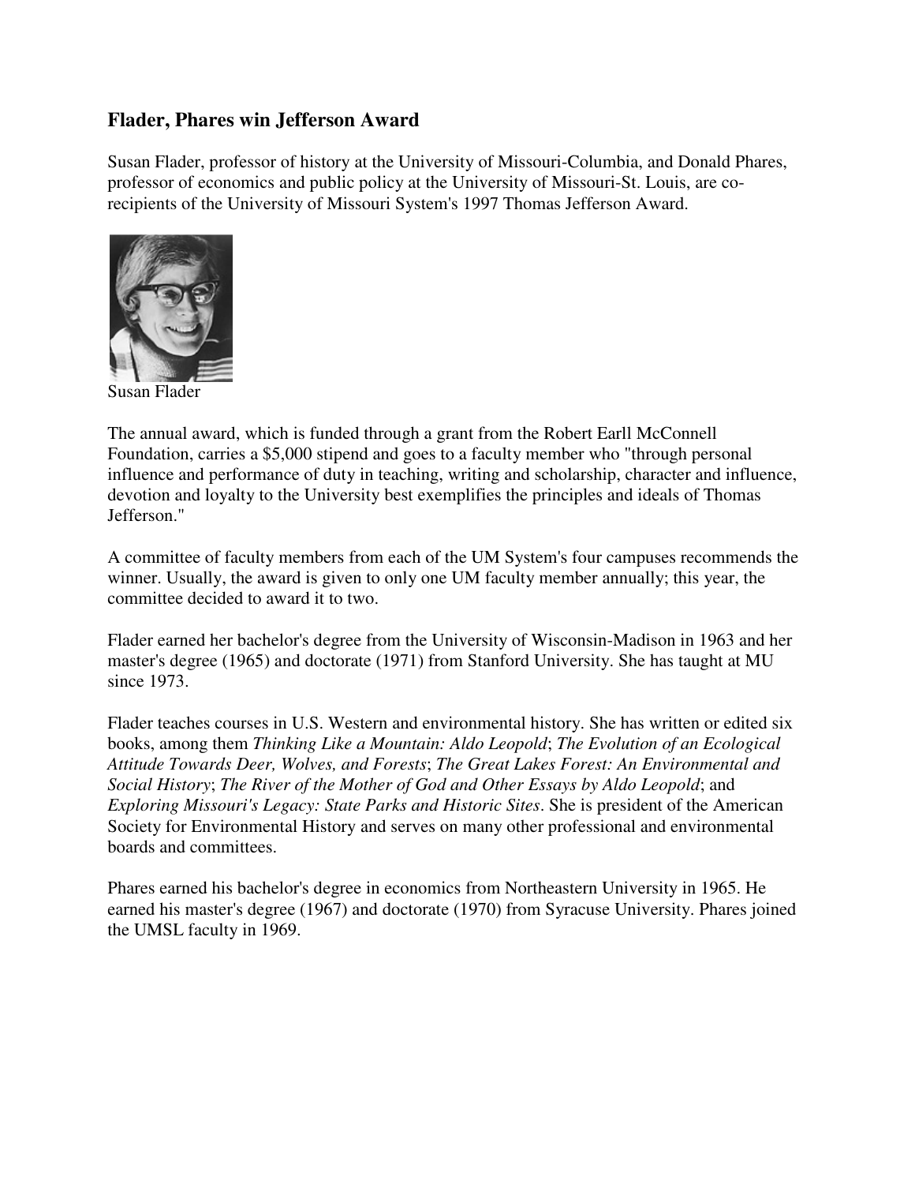## Flader, Phares win Jefferson Award

Susan Flader, professor of history at the University of Missouri-Columbia, and Donald Phares, professor of economics and public policy at the University of Missouri-St. Louis, are co-recipients of the University of Missouri System's 1997 Thomas Jefferson Award.

Susan Flader

The annual award, which is funded through a grant from the Robert Earll McConnell Foundation, carries a $5,000 stipend and goes to a faculty member who "through personal influence and performance of duty in teaching, writing and scholarship, character and influence, devotion and loyalty to the University best exemplifies the principles and ideals of Thomas Jefferson."

A committee of faculty members from each of the UM System's four campuses recommends the winner. Usually, the award is given to only one UM faculty member annually; this year, the committee decided to award it to two.

Flader earned her bachelor's degree from the University of Wisconsin-Madison in 1963 and her master's degree (1965) and doctorate (1971) from Stanford University. She has taught at MU since 1973.

Flader teaches courses in U.S. Western and environmental history. She has written or edited six books, among them *Thinking Like a Mountain: Aldo Leopold*; *The Evolution of an Ecological Attitude Towards Deer, Wolves, and Forests*; *The Great Lakes Forest: An Environmental and Social History*; *The River of the Mother of God and Other Essays by Aldo Leopold*; and *Exploring Missouri's Legacy: State Parks and Historic Sites*. She is president of the American Society for Environmental History and serves on many other professional and environmental boards and committees.

Phares earned his bachelor's degree in economics from Northeastern University in 1965. He earned his master's degree (1967) and doctorate (1970) from Syracuse University. Phares joined the UMSL faculty in 1969.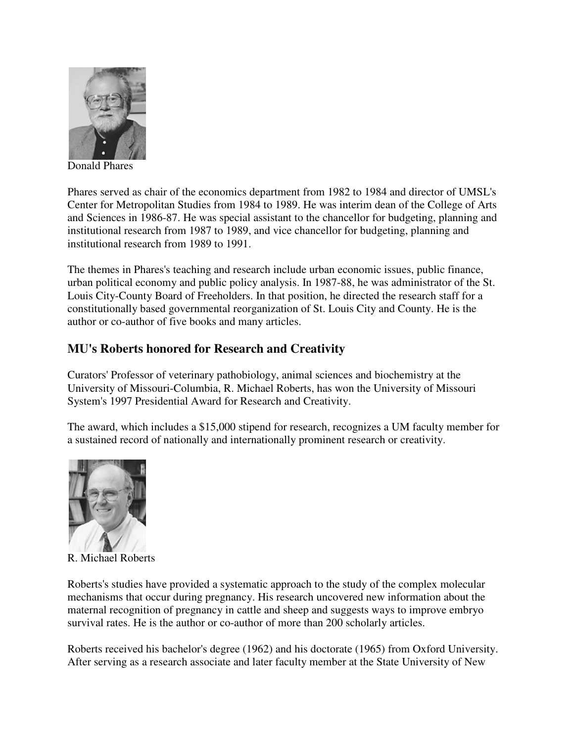Donald Phares

Phares served as chair of the economics department from 1982 to 1984 and director of UMSL's Center for Metropolitan Studies from 1984 to 1989. He was interim dean of the College of Arts and Sciences in 1986-87. He was special assistant to the chancellor for budgeting, planning and institutional research from 1987 to 1989, and vice chancellor for budgeting, planning and institutional research from 1989 to 1991.

The themes in Phares's teaching and research include urban economic issues, public finance, urban political economy and public policy analysis. In 1987-88, he was administrator of the St. Louis City-County Board of Freeholders. In that position, he directed the research staff for a constitutionally based governmental reorganization of St. Louis City and County. He is the author or co-author of five books and many articles.

## MU's Roberts honored for Research and Creativity

Curators' Professor of veterinary pathobiology, animal sciences and biochemistry at the University of Missouri-Columbia, R. Michael Roberts, has won the University of Missouri System's 1997 Presidential Award for Research and Creativity.

The award, which includes a $15,000 stipend for research, recognizes a UM faculty member for a sustained record of nationally and internationally prominent research or creativity.

R. Michael Roberts

Roberts's studies have provided a systematic approach to the study of the complex molecular mechanisms that occur during pregnancy. His research uncovered new information about the maternal recognition of pregnancy in cattle and sheep and suggests ways to improve embryo survival rates. He is the author or co-author of more than 200 scholarly articles.

Roberts received his bachelor's degree (1962) and his doctorate (1965) from Oxford University. After serving as a research associate and later faculty member at the State University of New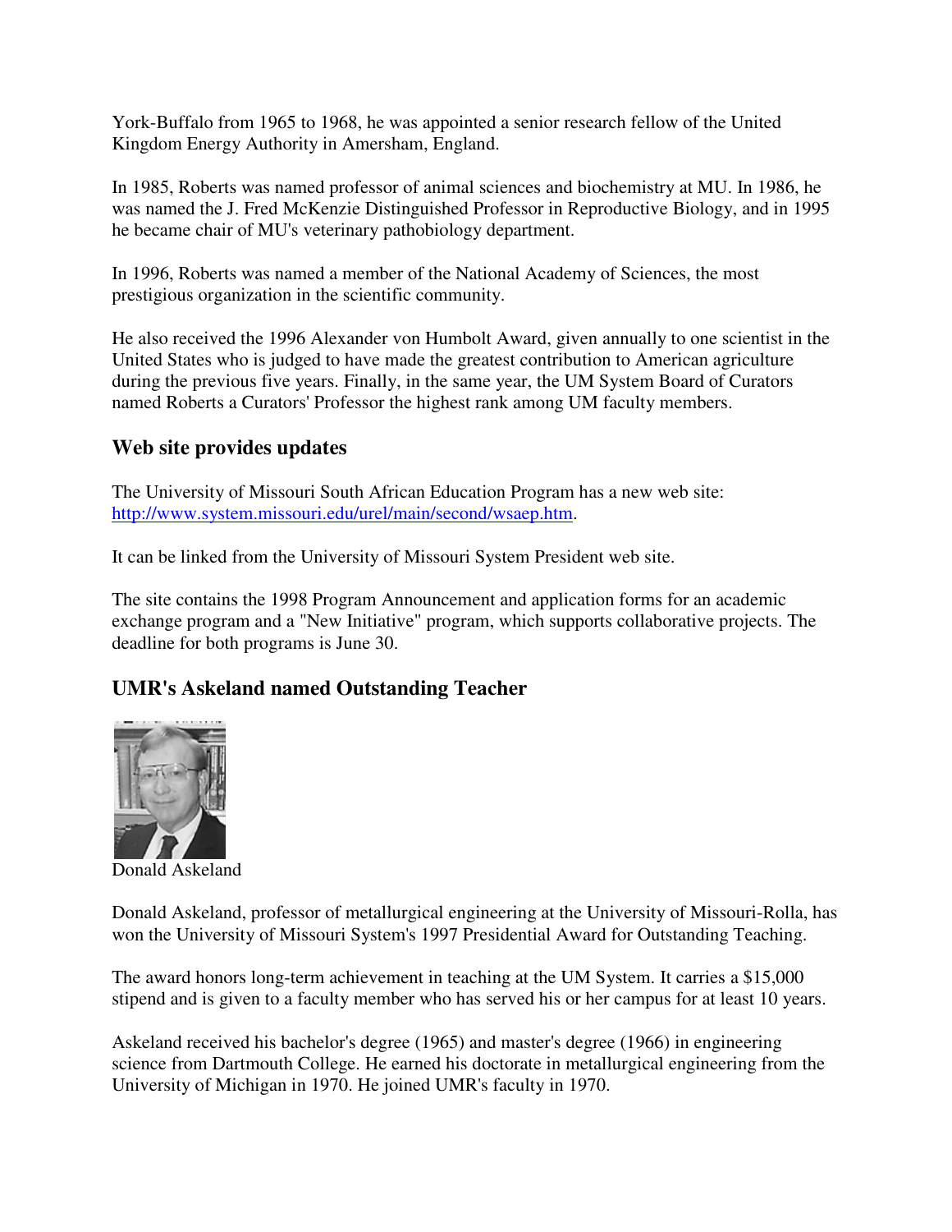York-Buffalo from 1965 to 1968, he was appointed a senior research fellow of the United Kingdom Energy Authority in Amersham, England.

In 1985, Roberts was named professor of animal sciences and biochemistry at MU. In 1986, he was named the J. Fred McKenzie Distinguished Professor in Reproductive Biology, and in 1995 he became chair of MU's veterinary pathobiology department.

In 1996, Roberts was named a member of the National Academy of Sciences, the most prestigious organization in the scientific community.

He also received the 1996 Alexander von Humbolt Award, given annually to one scientist in the United States who is judged to have made the greatest contribution to American agriculture during the previous five years. Finally, in the same year, the UM System Board of Curators named Roberts a Curators' Professor the highest rank among UM faculty members.

### Web site provides updates

The University of Missouri South African Education Program has a new web site: http://www.system.missouri.edu/urel/main/second/wsaep.htm.

It can be linked from the University of Missouri System President web site.

The site contains the 1998 Program Announcement and application forms for an academic exchange program and a "New Initiative" program, which supports collaborative projects. The deadline for both programs is June 30.

### UMR's Askeland named Outstanding Teacher

Donald Askeland

Donald Askeland, professor of metallurgical engineering at the University of Missouri-Rolla, has won the University of Missouri System's 1997 Presidential Award for Outstanding Teaching.

The award honors long-term achievement in teaching at the UM System. It carries a $15,000 stipend and is given to a faculty member who has served his or her campus for at least 10 years.

Askeland received his bachelor's degree (1965) and master's degree (1966) in engineering science from Dartmouth College. He earned his doctorate in metallurgical engineering from the University of Michigan in 1970. He joined UMR's faculty in 1970.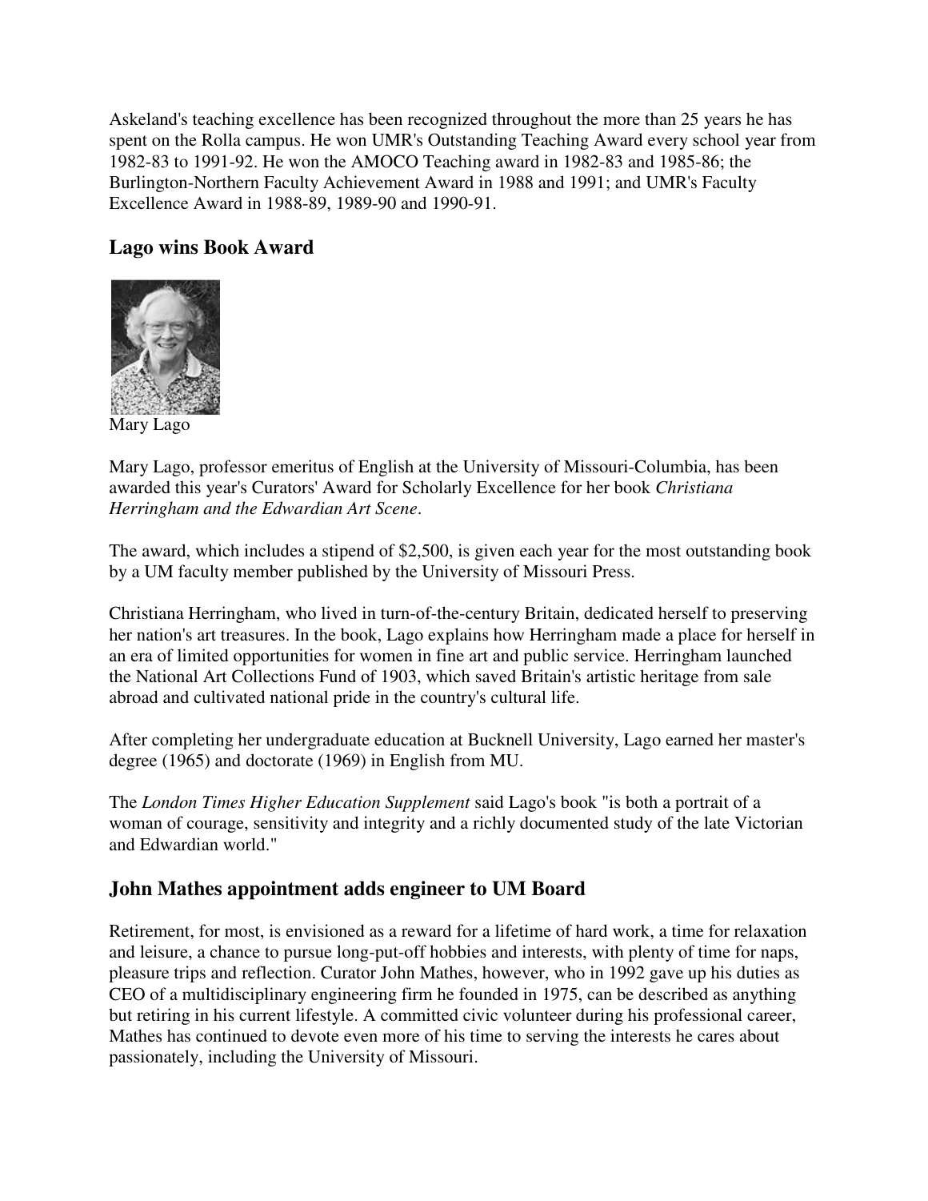Askeland's teaching excellence has been recognized throughout the more than 25 years he has spent on the Rolla campus. He won UMR's Outstanding Teaching Award every school year from 1982-83 to 1991-92. He won the AMOCO Teaching award in 1982-83 and 1985-86; the Burlington-Northern Faculty Achievement Award in 1988 and 1991; and UMR's Faculty Excellence Award in 1988-89, 1989-90 and 1990-91.

## Lago wins Book Award

Mary Lago

Mary Lago, professor emeritus of English at the University of Missouri-Columbia, has been awarded this year's Curators' Award for Scholarly Excellence for her book *Christiana Herringham and the Edwardian Art Scene*.

The award, which includes a stipend of $2,500, is given each year for the most outstanding book by a UM faculty member published by the University of Missouri Press.

Christiana Herringham, who lived in turn-of-the-century Britain, dedicated herself to preserving her nation's art treasures. In the book, Lago explains how Herringham made a place for herself in an era of limited opportunities for women in fine art and public service. Herringham launched the National Art Collections Fund of 1903, which saved Britain's artistic heritage from sale abroad and cultivated national pride in the country's cultural life.

After completing her undergraduate education at Bucknell University, Lago earned her master's degree (1965) and doctorate (1969) in English from MU.

The *London Times Higher Education Supplement* said Lago's book "is both a portrait of a woman of courage, sensitivity and integrity and a richly documented study of the late Victorian and Edwardian world."

## John Mathes appointment adds engineer to UM Board

Retirement, for most, is envisioned as a reward for a lifetime of hard work, a time for relaxation and leisure, a chance to pursue long-put-off hobbies and interests, with plenty of time for naps, pleasure trips and reflection. Curator John Mathes, however, who in 1992 gave up his duties as CEO of a multidisciplinary engineering firm he founded in 1975, can be described as anything but retiring in his current lifestyle. A committed civic volunteer during his professional career, Mathes has continued to devote even more of his time to serving the interests he cares about passionately, including the University of Missouri.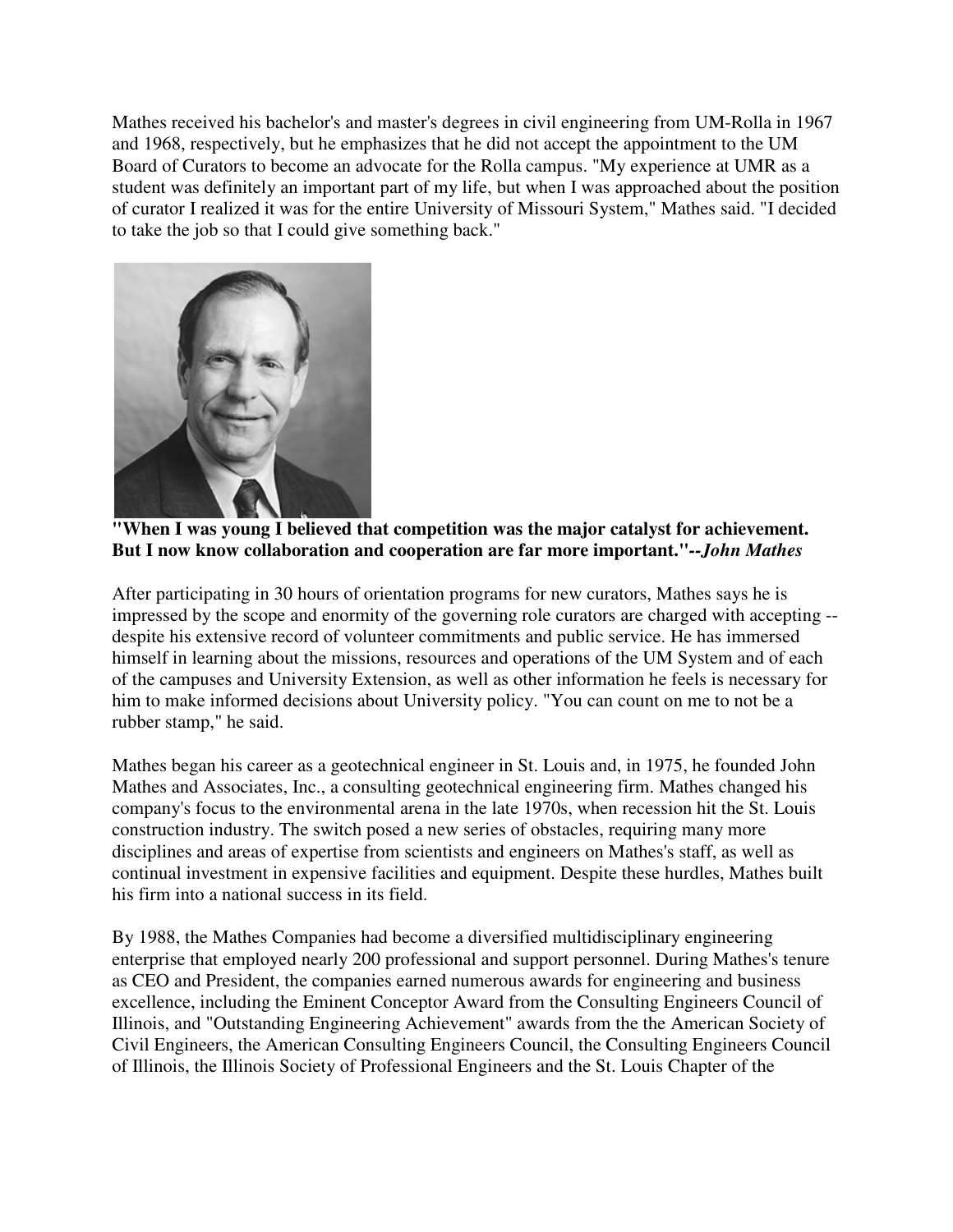Mathes received his bachelor's and master's degrees in civil engineering from UM-Rolla in 1967 and 1968, respectively, but he emphasizes that he did not accept the appointment to the UM Board of Curators to become an advocate for the Rolla campus. "My experience at UMR as a student was definitely an important part of my life, but when I was approached about the position of curator I realized it was for the entire University of Missouri System," Mathes said. "I decided to take the job so that I could give something back."

**"When I was young I believed that competition was the major catalyst for achievement. But I now know collaboration and cooperation are far more important."--*John Mathes***

After participating in 30 hours of orientation programs for new curators, Mathes says he is impressed by the scope and enormity of the governing role curators are charged with accepting -- despite his extensive record of volunteer commitments and public service. He has immersed himself in learning about the missions, resources and operations of the UM System and of each of the campuses and University Extension, as well as other information he feels is necessary for him to make informed decisions about University policy. "You can count on me to not be a rubber stamp," he said.

Mathes began his career as a geotechnical engineer in St. Louis and, in 1975, he founded John Mathes and Associates, Inc., a consulting geotechnical engineering firm. Mathes changed his company's focus to the environmental arena in the late 1970s, when recession hit the St. Louis construction industry. The switch posed a new series of obstacles, requiring many more disciplines and areas of expertise from scientists and engineers on Mathes's staff, as well as continual investment in expensive facilities and equipment. Despite these hurdles, Mathes built his firm into a national success in its field.

By 1988, the Mathes Companies had become a diversified multidisciplinary engineering enterprise that employed nearly 200 professional and support personnel. During Mathes's tenure as CEO and President, the companies earned numerous awards for engineering and business excellence, including the Eminent Conceptor Award from the Consulting Engineers Council of Illinois, and "Outstanding Engineering Achievement" awards from the the American Society of Civil Engineers, the American Consulting Engineers Council, the Consulting Engineers Council of Illinois, the Illinois Society of Professional Engineers and the St. Louis Chapter of the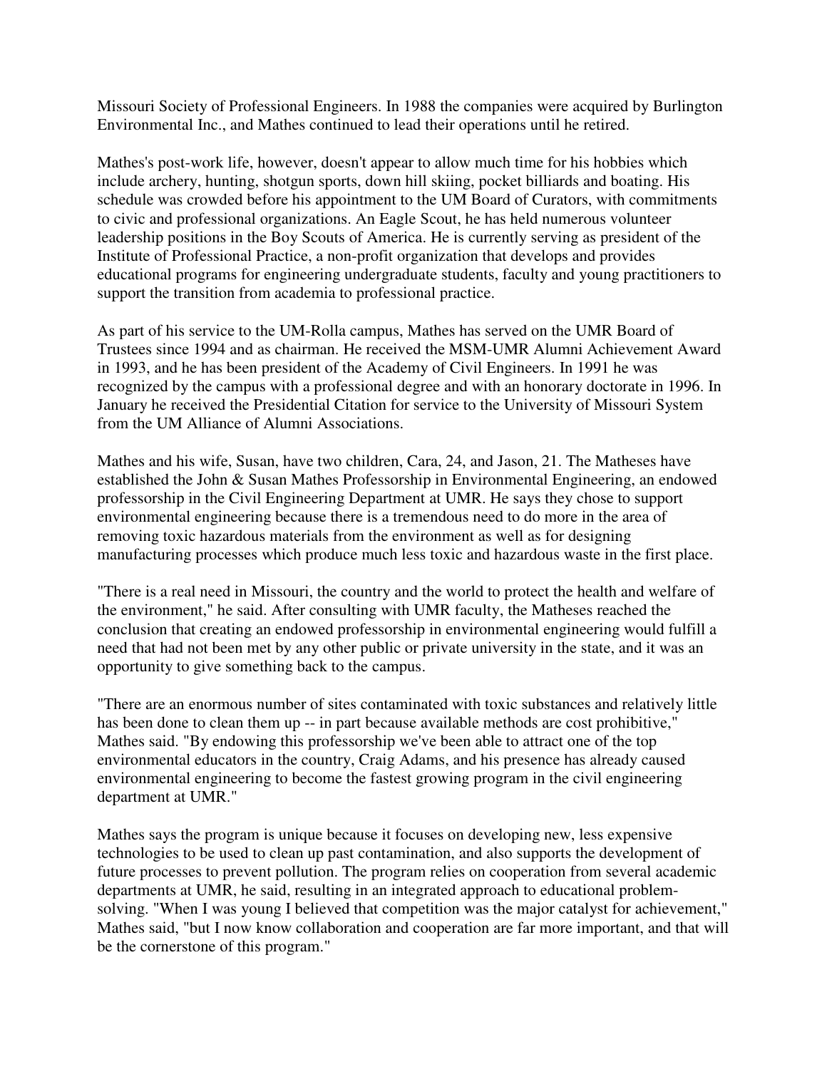Missouri Society of Professional Engineers. In 1988 the companies were acquired by Burlington Environmental Inc., and Mathes continued to lead their operations until he retired.

Mathes's post-work life, however, doesn't appear to allow much time for his hobbies which include archery, hunting, shotgun sports, down hill skiing, pocket billiards and boating. His schedule was crowded before his appointment to the UM Board of Curators, with commitments to civic and professional organizations. An Eagle Scout, he has held numerous volunteer leadership positions in the Boy Scouts of America. He is currently serving as president of the Institute of Professional Practice, a non-profit organization that develops and provides educational programs for engineering undergraduate students, faculty and young practitioners to support the transition from academia to professional practice.

As part of his service to the UM-Rolla campus, Mathes has served on the UMR Board of Trustees since 1994 and as chairman. He received the MSM-UMR Alumni Achievement Award in 1993, and he has been president of the Academy of Civil Engineers. In 1991 he was recognized by the campus with a professional degree and with an honorary doctorate in 1996. In January he received the Presidential Citation for service to the University of Missouri System from the UM Alliance of Alumni Associations.

Mathes and his wife, Susan, have two children, Cara, 24, and Jason, 21. The Matheses have established the John & Susan Mathes Professorship in Environmental Engineering, an endowed professorship in the Civil Engineering Department at UMR. He says they chose to support environmental engineering because there is a tremendous need to do more in the area of removing toxic hazardous materials from the environment as well as for designing manufacturing processes which produce much less toxic and hazardous waste in the first place.

"There is a real need in Missouri, the country and the world to protect the health and welfare of the environment," he said. After consulting with UMR faculty, the Matheses reached the conclusion that creating an endowed professorship in environmental engineering would fulfill a need that had not been met by any other public or private university in the state, and it was an opportunity to give something back to the campus.

"There are an enormous number of sites contaminated with toxic substances and relatively little has been done to clean them up -- in part because available methods are cost prohibitive," Mathes said. "By endowing this professorship we've been able to attract one of the top environmental educators in the country, Craig Adams, and his presence has already caused environmental engineering to become the fastest growing program in the civil engineering department at UMR."

Mathes says the program is unique because it focuses on developing new, less expensive technologies to be used to clean up past contamination, and also supports the development of future processes to prevent pollution. The program relies on cooperation from several academic departments at UMR, he said, resulting in an integrated approach to educational problem-solving. "When I was young I believed that competition was the major catalyst for achievement," Mathes said, "but I now know collaboration and cooperation are far more important, and that will be the cornerstone of this program."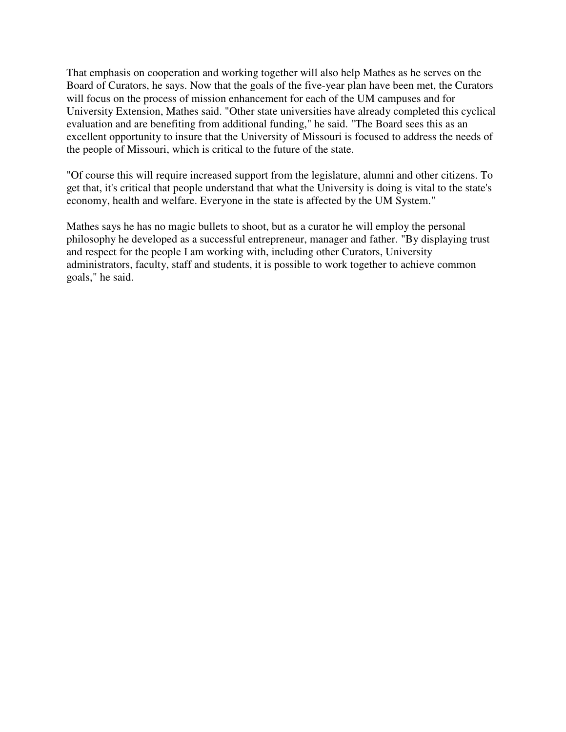That emphasis on cooperation and working together will also help Mathes as he serves on the Board of Curators, he says. Now that the goals of the five-year plan have been met, the Curators will focus on the process of mission enhancement for each of the UM campuses and for University Extension, Mathes said. "Other state universities have already completed this cyclical evaluation and are benefiting from additional funding," he said. "The Board sees this as an excellent opportunity to insure that the University of Missouri is focused to address the needs of the people of Missouri, which is critical to the future of the state.

"Of course this will require increased support from the legislature, alumni and other citizens. To get that, it's critical that people understand that what the University is doing is vital to the state's economy, health and welfare. Everyone in the state is affected by the UM System."

Mathes says he has no magic bullets to shoot, but as a curator he will employ the personal philosophy he developed as a successful entrepreneur, manager and father. "By displaying trust and respect for the people I am working with, including other Curators, University administrators, faculty, staff and students, it is possible to work together to achieve common goals," he said.